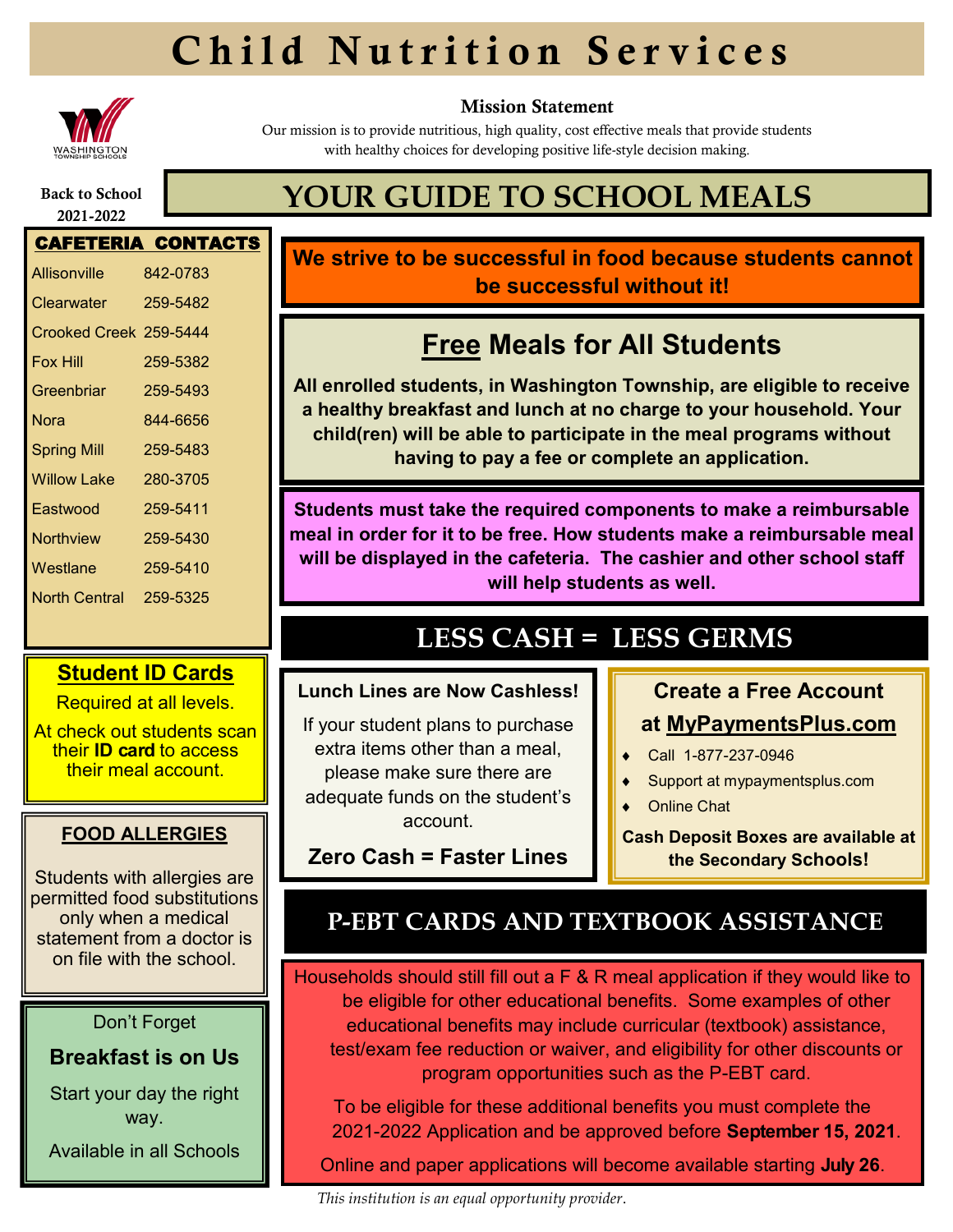# Child Nutrition Services

**Mission Statement**

Our mission is to provide nutritious, high quality, cost effective meals that provide students with healthy choices for developing positive life-style decision making.

**Back to School 2021-2022**

## YOUR GUIDE TO SCHOOL MEALS

### CAFETERIA CONTACTS

| School | Phone |
|---|---|
| Allisonville | 842-0783 |
| Clearwater | 259-5482 |
| Crooked Creek | 259-5444 |
| Fox Hill | 259-5382 |
| Greenbriar | 259-5493 |
| Nora | 844-6656 |
| Spring Mill | 259-5483 |
| Willow Lake | 280-3705 |
| Eastwood | 259-5411 |
| Northview | 259-5430 |
| Westlane | 259-5410 |
| North Central | 259-5325 |

### Student ID Cards

Required at all levels.

At check out students scan their **ID card** to access their meal account.

### FOOD ALLERGIES

Students with allergies are permitted food substitutions only when a medical statement from a doctor is on file with the school.

Don't Forget

**Breakfast is on Us**

Start your day the right way.

Available in all Schools

**We strive to be successful in food because students cannot be successful without it!**

### Free Meals for All Students

**All enrolled students, in Washington Township, are eligible to receive a healthy breakfast and lunch at no charge to your household. Your child(ren) will be able to participate in the meal programs without having to pay a fee or complete an application.**

**Students must take the required components to make a reimbursable meal in order for it to be free. How students make a reimbursable meal will be displayed in the cafeteria. The cashier and other school staff will help students as well.**

## LESS CASH = LESS GERMS

**Lunch Lines are Now Cashless!**

If your student plans to purchase extra items other than a meal, please make sure there are adequate funds on the student's account.

**Zero Cash = Faster Lines**

**Create a Free Account at MyPaymentsPlus.com**

- Call 1-877-237-0946
- Support at mypaymentsplus.com
- Online Chat

**Cash Deposit Boxes are available at the Secondary Schools!**

## P-EBT CARDS AND TEXTBOOK ASSISTANCE

Households should still fill out a F & R meal application if they would like to be eligible for other educational benefits. Some examples of other educational benefits may include curricular (textbook) assistance, test/exam fee reduction or waiver, and eligibility for other discounts or program opportunities such as the P-EBT card.

To be eligible for these additional benefits you must complete the 2021-2022 Application and be approved before **September 15, 2021**.

Online and paper applications will become available starting **July 26**.

*This institution is an equal opportunity provider.*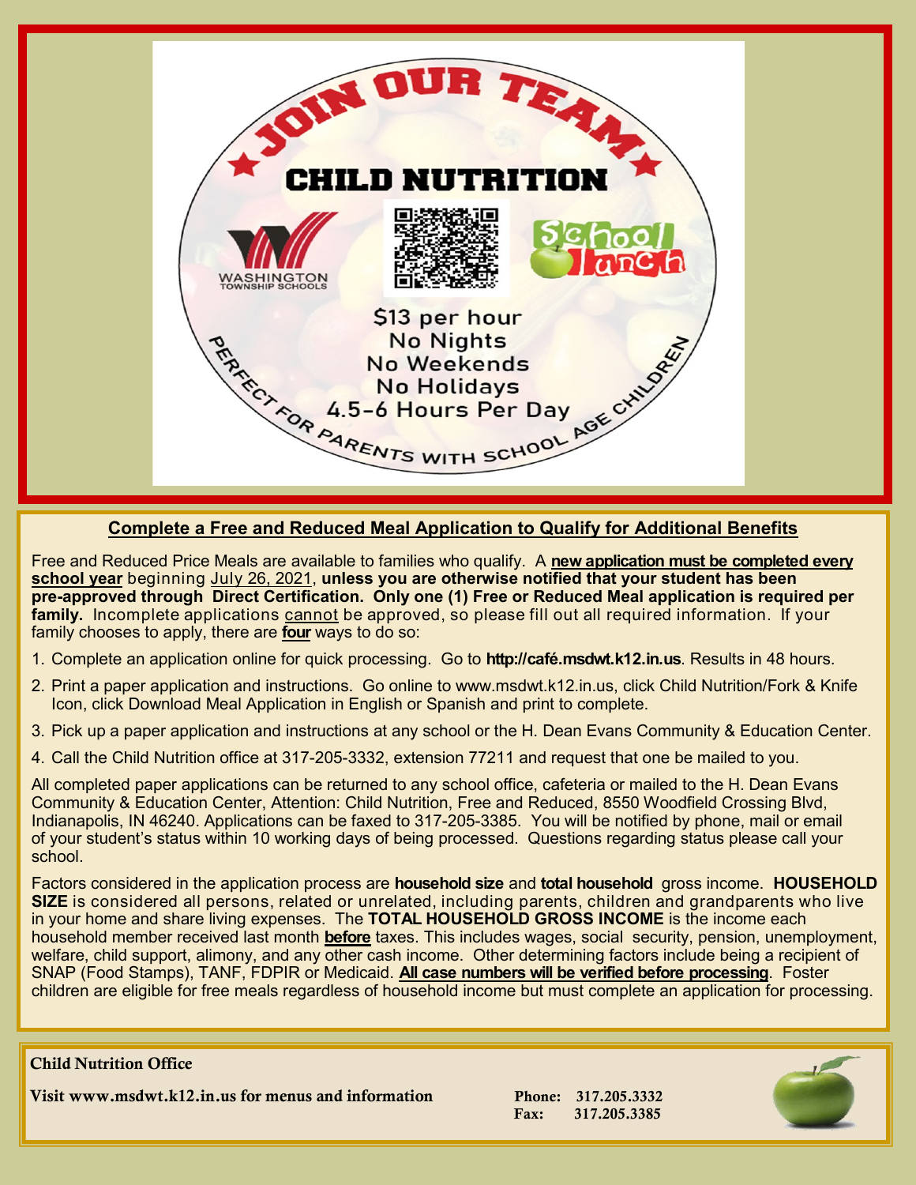JOIN OUR TEAM

CHILD NUTRITION

WASHINGTON TOWNSHIP SCHOOLS

School Lunch

$13 per hour
No Nights
No Weekends
No Holidays
4.5-6 Hours Per Day

PERFECT FOR PARENTS WITH SCHOOL AGE CHILDREN

## Complete a Free and Reduced Meal Application to Qualify for Additional Benefits

Free and Reduced Price Meals are available to families who qualify. A **new application must be completed every school year** beginning July 26, 2021, **unless you are otherwise notified that your student has been pre-approved through Direct Certification. Only one (1) Free or Reduced Meal application is required per family.** Incomplete applications cannot be approved, so please fill out all required information. If your family chooses to apply, there are **four** ways to do so:

1. Complete an application online for quick processing. Go to **http://café.msdwt.k12.in.us**. Results in 48 hours.
2. Print a paper application and instructions. Go online to www.msdwt.k12.in.us, click Child Nutrition/Fork & Knife Icon, click Download Meal Application in English or Spanish and print to complete.
3. Pick up a paper application and instructions at any school or the H. Dean Evans Community & Education Center.
4. Call the Child Nutrition office at 317-205-3332, extension 77211 and request that one be mailed to you.

All completed paper applications can be returned to any school office, cafeteria or mailed to the H. Dean Evans Community & Education Center, Attention: Child Nutrition, Free and Reduced, 8550 Woodfield Crossing Blvd, Indianapolis, IN 46240. Applications can be faxed to 317-205-3385. You will be notified by phone, mail or email of your student's status within 10 working days of being processed. Questions regarding status please call your school.

Factors considered in the application process are **household size** and **total household** gross income. **HOUSEHOLD SIZE** is considered all persons, related or unrelated, including parents, children and grandparents who live in your home and share living expenses. The **TOTAL HOUSEHOLD GROSS INCOME** is the income each household member received last month **before** taxes. This includes wages, social security, pension, unemployment, welfare, child support, alimony, and any other cash income. Other determining factors include being a recipient of SNAP (Food Stamps), TANF, FDPIR or Medicaid. **All case numbers will be verified before processing**. Foster children are eligible for free meals regardless of household income but must complete an application for processing.

**Child Nutrition Office**

**Visit www.msdwt.k12.in.us for menus and information**

**Phone:** 317.205.3332
**Fax:** 317.205.3385